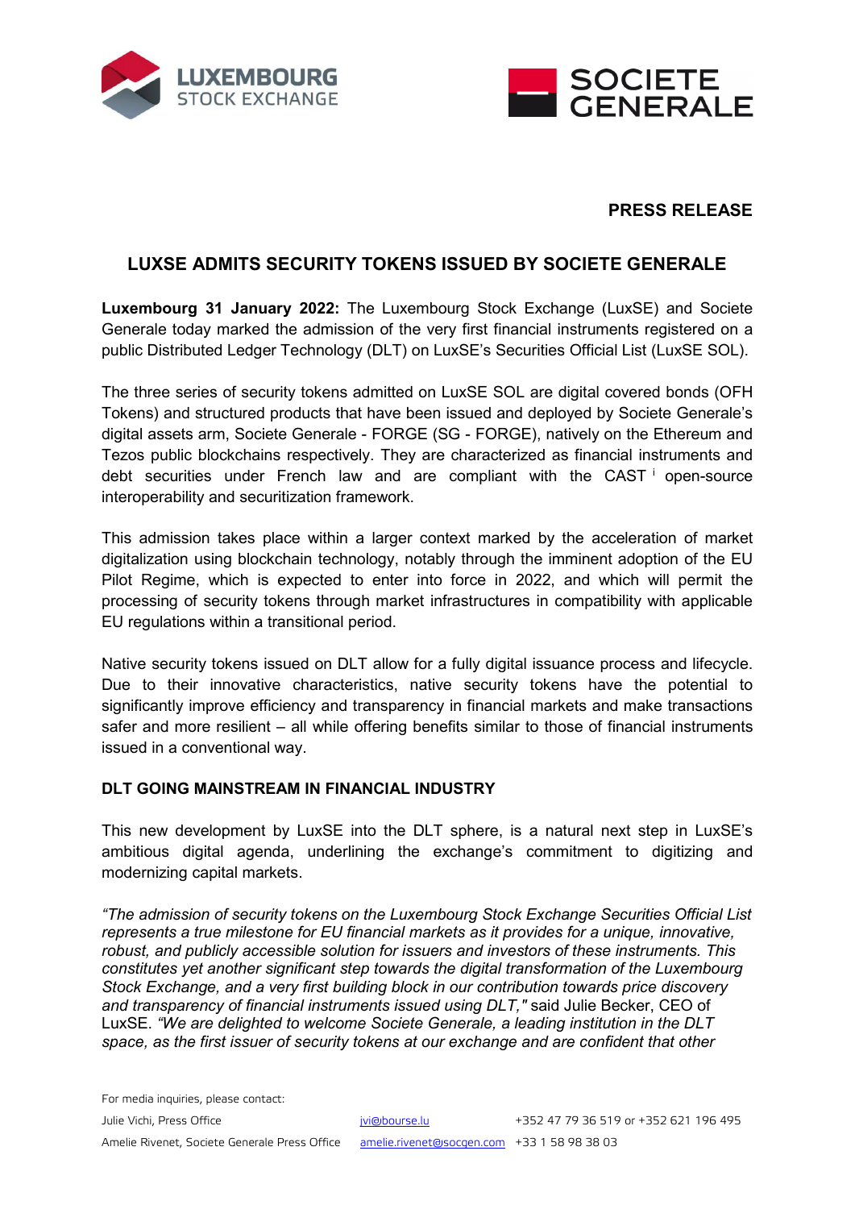LUXEMBOURG STOCK EXCHANGE

SOCIETE GENERALE

**PRESS RELEASE**

# LUXSE ADMITS SECURITY TOKENS ISSUED BY SOCIETE GENERALE

**Luxembourg 31 January 2022:** The Luxembourg Stock Exchange (LuxSE) and Societe Generale today marked the admission of the very first financial instruments registered on a public Distributed Ledger Technology (DLT) on LuxSE's Securities Official List (LuxSE SOL).

The three series of security tokens admitted on LuxSE SOL are digital covered bonds (OFH Tokens) and structured products that have been issued and deployed by Societe Generale's digital assets arm, Societe Generale - FORGE (SG - FORGE), natively on the Ethereum and Tezos public blockchains respectively. They are characterized as financial instruments and debt securities under French law and are compliant with the CAST [i] open-source interoperability and securitization framework.

This admission takes place within a larger context marked by the acceleration of market digitalization using blockchain technology, notably through the imminent adoption of the EU Pilot Regime, which is expected to enter into force in 2022, and which will permit the processing of security tokens through market infrastructures in compatibility with applicable EU regulations within a transitional period.

Native security tokens issued on DLT allow for a fully digital issuance process and lifecycle. Due to their innovative characteristics, native security tokens have the potential to significantly improve efficiency and transparency in financial markets and make transactions safer and more resilient – all while offering benefits similar to those of financial instruments issued in a conventional way.

## DLT GOING MAINSTREAM IN FINANCIAL INDUSTRY

This new development by LuxSE into the DLT sphere, is a natural next step in LuxSE's ambitious digital agenda, underlining the exchange's commitment to digitizing and modernizing capital markets.

*"The admission of security tokens on the Luxembourg Stock Exchange Securities Official List represents a true milestone for EU financial markets as it provides for a unique, innovative, robust, and publicly accessible solution for issuers and investors of these instruments. This constitutes yet another significant step towards the digital transformation of the Luxembourg Stock Exchange, and a very first building block in our contribution towards price discovery and transparency of financial instruments issued using DLT,"* said Julie Becker, CEO of LuxSE. *"We are delighted to welcome Societe Generale, a leading institution in the DLT space, as the first issuer of security tokens at our exchange and are confident that other*

For media inquiries, please contact:

Julie Vichi, Press Office jvi@bourse.lu +352 47 79 36 519 or +352 621 196 495

Amelie Rivenet, Societe Generale Press Office amelie.rivenet@socgen.com +33 1 58 98 38 03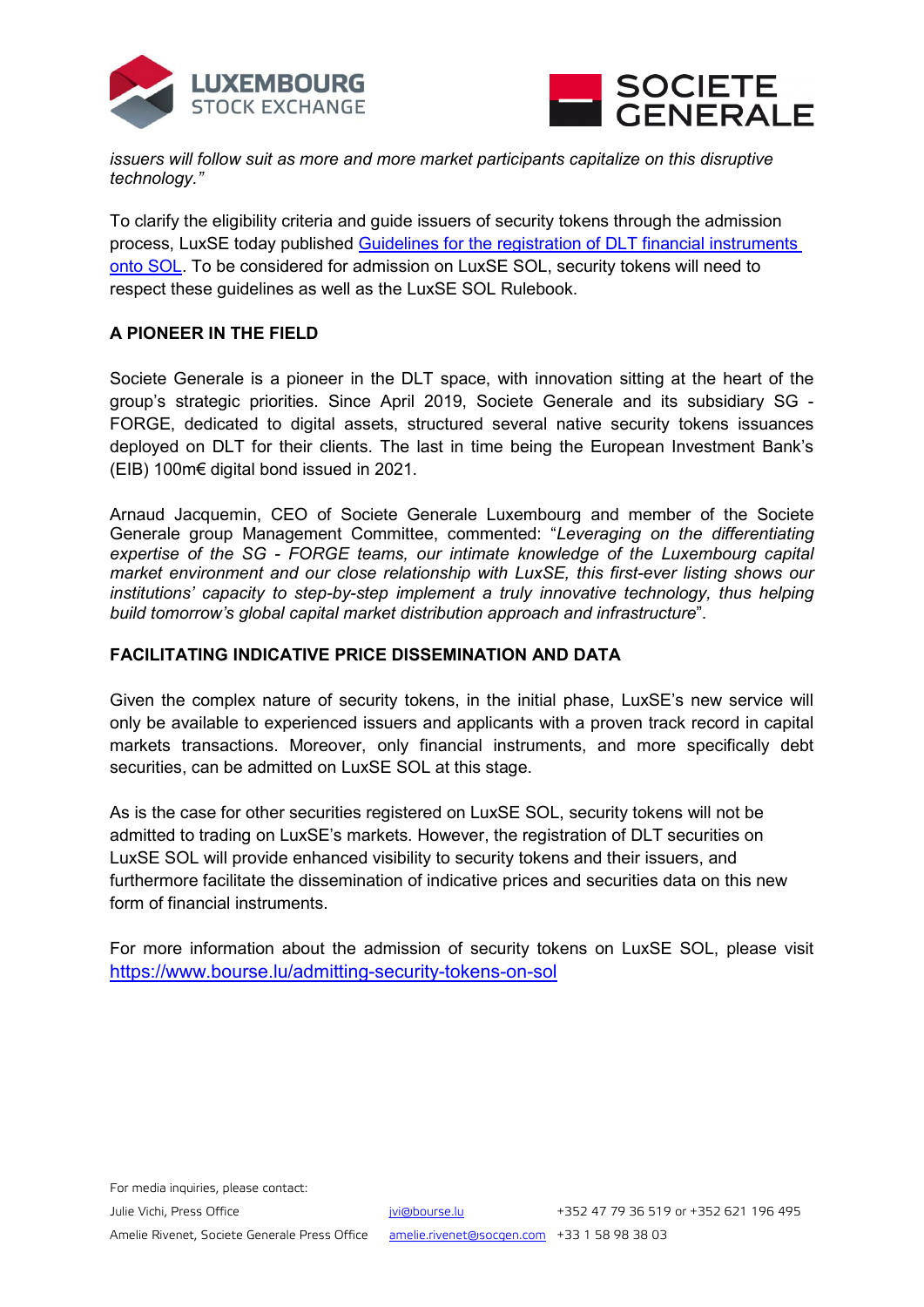*issuers will follow suit as more and more market participants capitalize on this disruptive technology."*

To clarify the eligibility criteria and guide issuers of security tokens through the admission process, LuxSE today published [Guidelines for the registration of DLT financial instruments onto SOL](). To be considered for admission on LuxSE SOL, security tokens will need to respect these guidelines as well as the LuxSE SOL Rulebook.

**A PIONEER IN THE FIELD**

Societe Generale is a pioneer in the DLT space, with innovation sitting at the heart of the group's strategic priorities. Since April 2019, Societe Generale and its subsidiary SG - FORGE, dedicated to digital assets, structured several native security tokens issuances deployed on DLT for their clients. The last in time being the European Investment Bank's (EIB) 100m€ digital bond issued in 2021.

Arnaud Jacquemin, CEO of Societe Generale Luxembourg and member of the Societe Generale group Management Committee, commented: "*Leveraging on the differentiating expertise of the SG - FORGE teams, our intimate knowledge of the Luxembourg capital market environment and our close relationship with LuxSE, this first-ever listing shows our institutions' capacity to step-by-step implement a truly innovative technology, thus helping build tomorrow's global capital market distribution approach and infrastructure*".

**FACILITATING INDICATIVE PRICE DISSEMINATION AND DATA**

Given the complex nature of security tokens, in the initial phase, LuxSE's new service will only be available to experienced issuers and applicants with a proven track record in capital markets transactions. Moreover, only financial instruments, and more specifically debt securities, can be admitted on LuxSE SOL at this stage.

As is the case for other securities registered on LuxSE SOL, security tokens will not be admitted to trading on LuxSE's markets. However, the registration of DLT securities on LuxSE SOL will provide enhanced visibility to security tokens and their issuers, and furthermore facilitate the dissemination of indicative prices and securities data on this new form of financial instruments.

For more information about the admission of security tokens on LuxSE SOL, please visit https://www.bourse.lu/admitting-security-tokens-on-sol

For media inquiries, please contact:

| | | |
|---|---|---|
| Julie Vichi, Press Office | jvi@bourse.lu | +352 47 79 36 519 or +352 621 196 495 |
| Amelie Rivenet, Societe Generale Press Office | amelie.rivenet@socgen.com | +33 1 58 98 38 03 |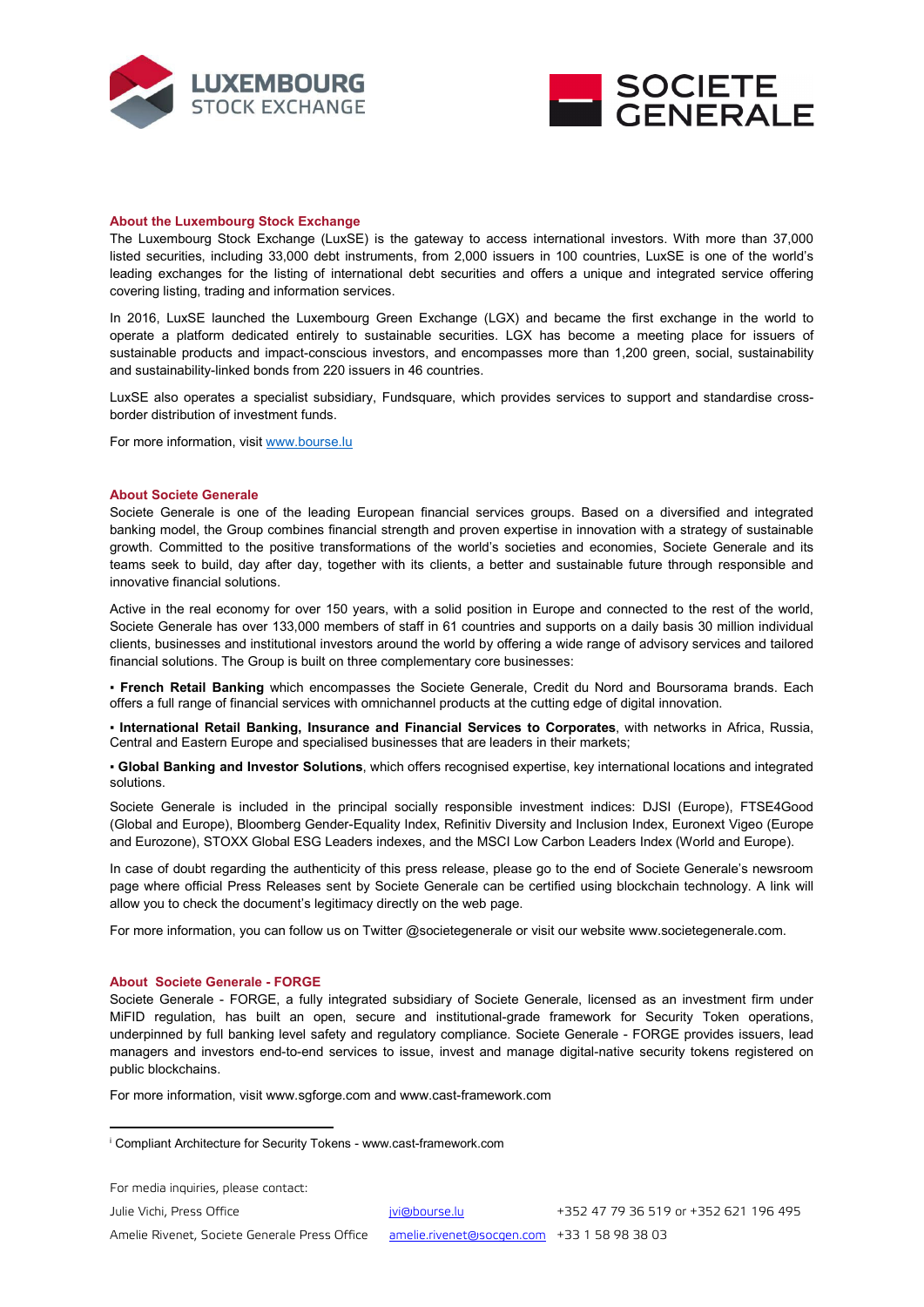LUXEMBOURG STOCK EXCHANGE

SOCIETE GENERALE

### About the Luxembourg Stock Exchange

The Luxembourg Stock Exchange (LuxSE) is the gateway to access international investors. With more than 37,000 listed securities, including 33,000 debt instruments, from 2,000 issuers in 100 countries, LuxSE is one of the world's leading listing exchanges for the listing of international debt securities and offers a unique and integrated service offering covering listing, trading and information services.

In 2016, LuxSE launched the Luxembourg Green Exchange (LGX) and became the first exchange in the world to operate a platform dedicated entirely to sustainable securities. LGX has become a meeting place for issuers of sustainable products and impact-conscious investors, and encompasses more than 1,200 green, social, sustainability and sustainability-linked bonds from 220 issuers in 46 countries.

LuxSE also operates a specialist subsidiary, Fundsquare, which provides services to support and standardise cross-border distribution of investment funds.

For more information, visit www.bourse.lu

### About Societe Generale

Societe Generale is one of the leading European financial services groups. Based on a diversified and integrated banking model, the Group combines financial strength and proven expertise in innovation with a strategy of sustainable growth. Committed to the positive transformations of the world's societies and economies, Societe Generale and its teams seek to build, day after day, together with its clients, a better and sustainable future through responsible and innovative financial solutions.

Active in the real economy for over 150 years, with a solid position in Europe and connected to the rest of the world, Societe Generale has over 133,000 members of staff in 61 countries and supports on a daily basis 30 million individual clients, businesses and institutional investors around the world by offering a wide range of advisory services and tailored financial solutions. The Group is built on three complementary core businesses:

- **French Retail Banking** which encompasses the Societe Generale, Credit du Nord and Boursorama brands. Each offers a full range of financial services with omnichannel products at the cutting edge of digital innovation.
- **International Retail Banking, Insurance and Financial Services to Corporates**, with networks in Africa, Russia, Central and Eastern Europe and specialised businesses that are leaders in their markets;
- **Global Banking and Investor Solutions**, which offers recognised expertise, key international locations and integrated solutions.

Societe Generale is included in the principal socially responsible investment indices: DJSI (Europe), FTSE4Good (Global and Europe), Bloomberg Gender-Equality Index, Refinitiv Diversity and Inclusion Index, Euronext Vigeo (Europe and Eurozone), STOXX Global ESG Leaders indexes, and the MSCI Low Carbon Leaders Index (World and Europe).

In case of doubt regarding the authenticity of this press release, please go to the end of Societe Generale's newsroom page where official Press Releases sent by Societe Generale can be certified using blockchain technology. A link will allow you to check the document's legitimacy directly on the web page.

For more information, you can follow us on Twitter @societegenerale or visit our website www.societegenerale.com.

### About Societe Generale - FORGE

Societe Generale - FORGE, a fully integrated subsidiary of Societe Generale, licensed as an investment firm under MiFID regulation, has built an open, secure and institutional-grade framework for Security Token operations, underpinned by full banking level safety and regulatory compliance. Societe Generale - FORGE provides issuers, lead managers and investors end-to-end services to issue, invest and manage digital-native security tokens registered on public blockchains.

For more information, visit www.sgforge.com and www.cast-framework.com

---

[i] Compliant Architecture for Security Tokens - www.cast-framework.com

For media inquiries, please contact:

| | | |
|---|---|---|
| Julie Vichi, Press Office | jvi@bourse.lu | +352 47 79 36 519 or +352 621 196 495 |
| Amelie Rivenet, Societe Generale Press Office | amelie.rivenet@socgen.com | +33 1 58 98 38 03 |